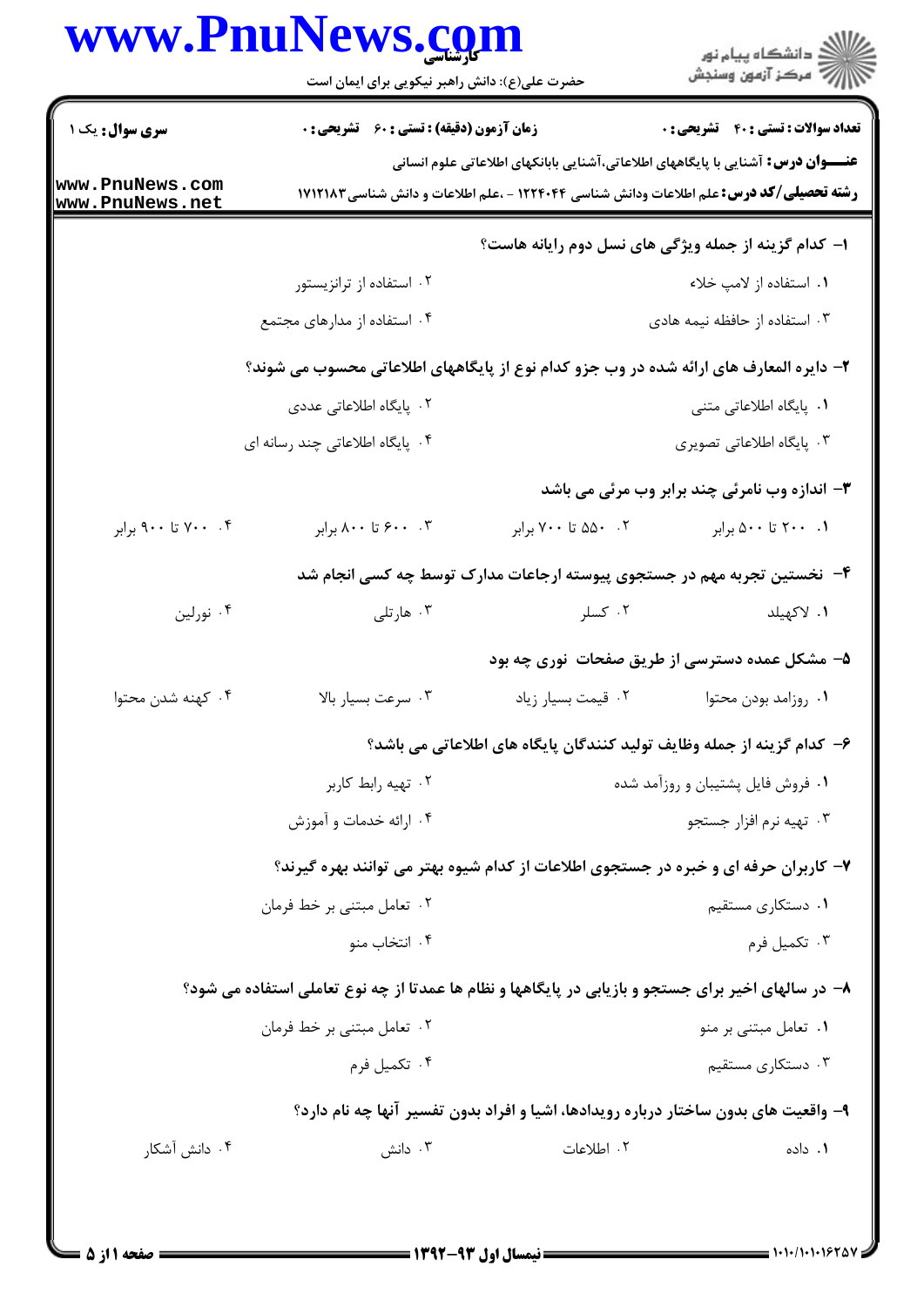**سری سوال:** یک ۱

**زمان آزمون (دقیقه) : تستی : ۶۰ تشریحی : ۰**

**تعداد سوالات : تستی : ۴۰ تشریحی : ۰**

**عنـــوان درس:** آشنایی با پایگاههای اطلاعاتی،آشنایی بابانکهای اطلاعاتی علوم انسانی

**رشته تحصیلی/کد درس:** علم اطلاعات ودانش شناسی ۱۲۲۴۰۴۴ - ،علم اطلاعات و دانش شناسی ۱۷۱۲۱۸۳

**۱- کدام گزینه از جمله ویژگی های نسل دوم رایانه هاست؟**

۱. استفاده از لامپ خلاء
۲. استفاده از ترانزیستور
۳. استفاده از حافظه نیمه هادی
۴. استفاده از مدارهای مجتمع

**۲- دایره المعارف های ارائه شده در وب جزو کدام نوع از پایگاههای اطلاعاتی محسوب می شوند؟**

۱. پایگاه اطلاعاتی متنی
۲. پایگاه اطلاعاتی عددی
۳. پایگاه اطلاعاتی تصویری
۴. پایگاه اطلاعاتی چند رسانه ای

**۳- اندازه وب نامرئی چند برابر وب مرئی می باشد**

۱. ۲۰۰ تا ۵۰۰ برابر
۲. ۵۵۰ تا ۷۰۰ برابر
۳. ۶۰۰ تا ۸۰۰ برابر
۴. ۷۰۰ تا ۹۰۰ برابر

**۴- نخستین تجربه مهم در جستجوی پیوسته ارجاعات مدارک توسط چه کسی انجام شد**

۱. لاکهیلد
۲. کسلر
۳. هارتلی
۴. نورلین

**۵- مشکل عمده دسترسی از طریق صفحات نوری چه بود**

۱. روزامد بودن محتوا
۲. قیمت بسیار زیاد
۳. سرعت بسیار بالا
۴. کهنه شدن محتوا

**۶- کدام گزینه از جمله وظایف تولید کنندگان پایگاه های اطلاعاتی می باشد؟**

۱. فروش فایل پشتیبان و روزآمد شده
۲. تهیه رابط کاربر
۳. تهیه نرم افزار جستجو
۴. ارائه خدمات و آموزش

**۷- کاربران حرفه ای و خبره در جستجوی اطلاعات از کدام شیوه بهتر می توانند بهره گیرند؟**

۱. دستکاری مستقیم
۲. تعامل مبتنی بر خط فرمان
۳. تکمیل فرم
۴. انتخاب منو

**۸- در سالهای اخیر برای جستجو و بازیابی در پایگاهها و نظام ها عمدتا از چه نوع تعاملی استفاده می شود؟**

۱. تعامل مبتنی بر منو
۲. تعامل مبتنی بر خط فرمان
۳. دستکاری مستقیم
۴. تکمیل فرم

**۹- واقعیت های بدون ساختار درباره رویدادها، اشیا و افراد بدون تفسیر آنها چه نام دارد؟**

۱. داده
۲. اطلاعات
۳. دانش
۴. دانش آشکار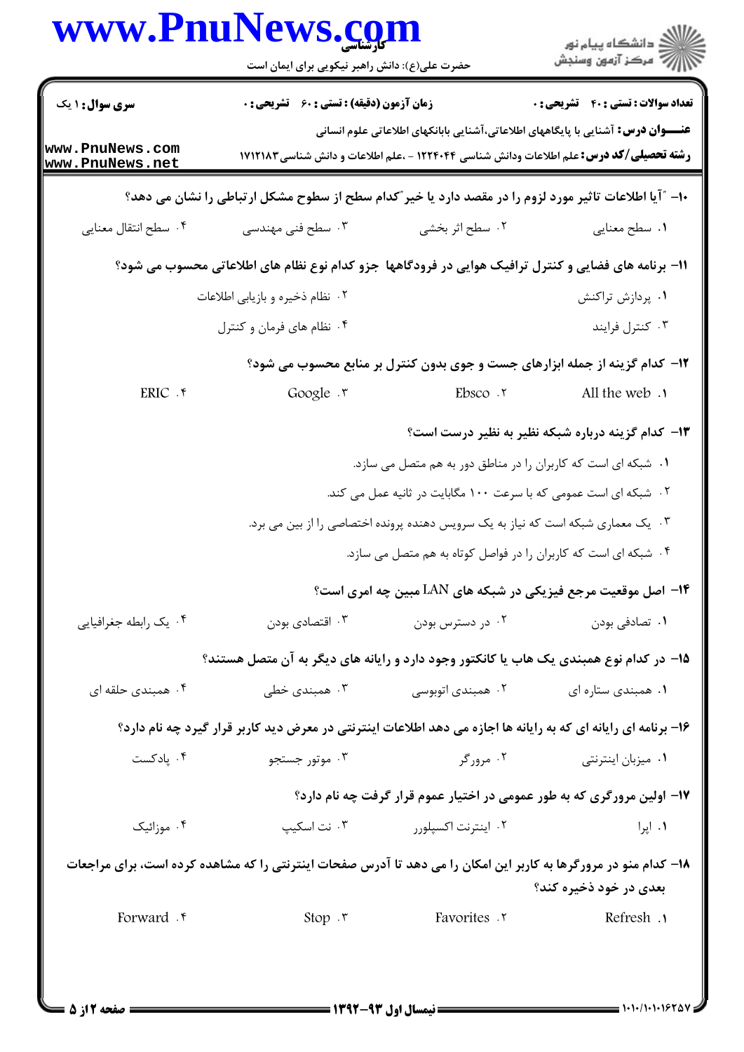**سری سوال:** ۱ یک | **زمان آزمون (دقیقه) : تستی :** ۶۰ **تشریحی :** ۰ | **تعداد سوالات : تستی :** ۴۰ **تشریحی :** ۰

**عنـــوان درس:** آشنایی با پایگاههای اطلاعاتی،آشنایی بابانکهای اطلاعاتی علوم انسانی

**رشته تحصیلی/کد درس:** علم اطلاعات ودانش شناسی ۱۲۲۴۰۴۴ - ،علم اطلاعات و دانش شناسی ۱۷۱۲۱۸۳

۱۰- "آیا اطلاعات تاثیر مورد لزوم را در مقصد دارد یا خیر"کدام سطح از سطوح مشکل ارتباطی را نشان می دهد؟

۱. سطح معنایی
۲. سطح اثر بخشی
۳. سطح فنی مهندسی
۴. سطح انتقال معنایی

۱۱- برنامه های فضایی و کنترل ترافیک هوایی در فرودگاهها جزو کدام نوع نظام های اطلاعاتی محسوب می شود؟

۱. پردازش تراکنش
۲. نظام ذخیره و بازیابی اطلاعات
۳. کنترل فرایند
۴. نظام های فرمان و کنترل

۱۲- کدام گزینه از جمله ابزارهای جست و جوی بدون کنترل بر منابع محسوب می شود؟

۱. All the web
۲. Ebsco
۳. Google
۴. ERIC

۱۳- کدام گزینه درباره شبکه نظیر به نظیر درست است؟

۱. شبکه ای است که کاربران را در مناطق دور به هم متصل می سازد.
۲. شبکه ای است عمومی که با سرعت ۱۰۰ مگابایت در ثانیه عمل می کند.
۳. یک معماری شبکه است که نیاز به یک سرویس دهنده پرونده اختصاصی را از بین می برد.
۴. شبکه ای است که کاربران را در فواصل کوتاه به هم متصل می سازد.

۱۴- اصل موقعیت مرجع فیزیکی در شبکه های LAN مبین چه امری است؟

۱. تصادفی بودن
۲. در دسترس بودن
۳. اقتصادی بودن
۴. یک رابطه جغرافیایی

۱۵- در کدام نوع همبندی یک هاب یا کانکتور وجود دارد و رایانه های دیگر به آن متصل هستند؟

۱. همبندی ستاره ای
۲. همبندی اتوبوسی
۳. همبندی خطی
۴. همبندی حلقه ای

۱۶- برنامه ای رایانه ای که به رایانه ها اجازه می دهد اطلاعات اینترنتی در معرض دید کاربر قرار گیرد چه نام دارد؟

۱. میزبان اینترنتی
۲. مرورگر
۳. موتور جستجو
۴. پادکست

۱۷- اولین مرورگری که به طور عمومی در اختیار عموم قرار گرفت چه نام دارد؟

۱. اپرا
۲. اینترنت اکسپلورر
۳. نت اسکیپ
۴. موزائیک

۱۸- کدام منو در مرورگرها به کاربر این امکان را می دهد تا آدرس صفحات اینترنتی را که مشاهده کرده است، برای مراجعات بعدی در خود ذخیره کند؟

۱. Refresh
۲. Favorites
۳. Stop
۴. Forward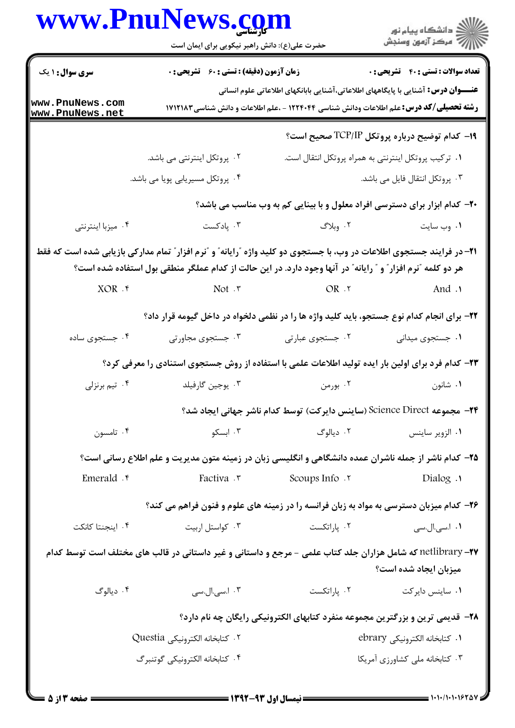**سری سوال:** ۱ یک | **زمان آزمون (دقیقه) : تستی :** ۶۰ **تشریحی :** ۰ | **تعداد سوالات : تستی :** ۴۰ **تشریحی :** ۰

**عنـــوان درس:** آشنایی با پایگاههای اطلاعاتی،آشنایی بابانکهای اطلاعاتی علوم انسانی

**رشته تحصیلی/کد درس:** علم اطلاعات ودانش شناسی ۱۲۲۴۰۴۴ - ،علم اطلاعات و دانش شناسی ۱۷۱۲۱۸۳

۱۹- کدام توضیح درباره پروتکل TCP/IP صحیح است؟

۱. ترکیب پروتکل اینترنتی به همراه پروتکل انتقال است.

۲. پروتکل اینترنتی می باشد.

۳. پروتکل انتقال فایل می باشد.

۴. پروتکل مسیریابی پویا می باشد.

۲۰- کدام ابزار برای دسترسی افراد معلول و با بینایی کم به وب مناسب می باشد؟

۱. وب سایت

۲. وبلاگ

۳. پادکست

۴. میزبا اینترنتی

۲۱- در فرایند جستجوی اطلاعات در وب، با جستجوی دو کلید واژه "رایانه" و "نرم افزار" تمام مدارکی بازیابی شده است که فقط هر دو کلمه "نرم افزار" و " رایانه" در آنها وجود دارد. در این حالت از کدام عملگر منطقی بول استفاده شده است؟

۱. And

۲. OR

۳. Not

۴. XOR

۲۲- برای انجام کدام نوع جستجو، باید کلید واژه ها را در نظمی دلخواه در داخل گیومه قرار داد؟

۱. جستجوی میدانی

۲. جستجوی عبارتی

۳. جستجوی مجاورتی

۴. جستجوی ساده

۲۳- کدام فرد برای اولین بار ایده تولید اطلاعات علمی با استفاده از روش جستجوی استنادی را معرفی کرد؟

۱. شانون

۲. بورمن

۳. یوجین گارفیلد

۴. تیم برنزلی

۲۴- مجموعه Science Direct (ساینس دایرکت) توسط کدام ناشر جهانی ایجاد شد؟

۱. الزویر ساینس

۲. دیالوگ

۳. ابسکو

۴. تامسون

۲۵- کدام ناشر از جمله ناشران عمده دانشگاهی و انگلیسی زبان در زمینه متون مدیریت و علم اطلاع رسانی است؟

۱. Dialog

۲. Scoups Info

۳. Factiva

۴. Emerald

۲۶- کدام میزبان دسترسی به مواد به زبان فرانسه را در زمینه های علوم و فنون فراهم می کند؟

۱. اسی.ال.سی

۲. پاراتکست

۳. کواستل اربیت

۴. اینجنتا کانکت

۲۷- netlibrary که شامل هزاران جلد کتاب علمی - مرجع و داستانی و غیر داستانی در قالب های مختلف است توسط کدام میزبان ایجاد شده است؟

۱. ساینس دایرکت

۲. پاراتکست

۳. اسی.ال.سی

۴. دیالوگ

۲۸- قدیمی ترین و بزرگترین مجموعه منفرد کتابهای الکترونیکی رایگان چه نام دارد؟

۱. کتابخانه الکترونیکی ebrary

۲. کتابخانه الکترونیکی Questia

۳. کتابخانه ملی کشاورزی آمریکا

۴. کتابخانه الکترونیکی گوتنبرگ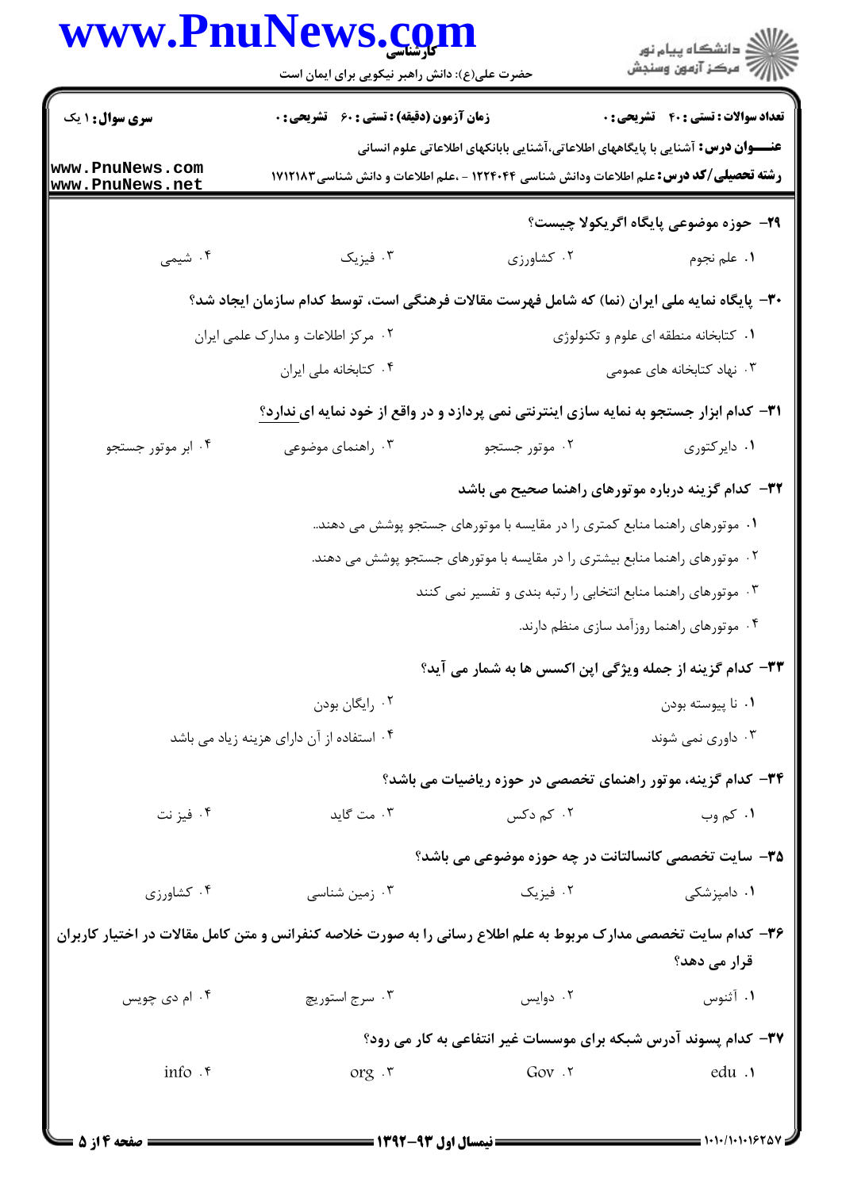**۲۹- حوزه موضوعی پایگاه اگریکولا چیست؟**

۱. علم نجوم
۲. کشاورزی
۳. فیزیک
۴. شیمی

**۳۰- پایگاه نمایه ملی ایران (نما) که شامل فهرست مقالات فرهنگی است، توسط کدام سازمان ایجاد شد؟**

۱. کتابخانه منطقه ای علوم و تکنولوژی
۲. مرکز اطلاعات و مدارک علمی ایران
۳. نهاد کتابخانه های عمومی
۴. کتابخانه ملی ایران

**۳۱- کدام ابزار جستجو به نمایه سازی اینترنتی نمی پردازد و در واقع از خود نمایه ای ندارد؟**

۱. دایرکتوری
۲. موتور جستجو
۳. راهنمای موضوعی
۴. ابر موتور جستجو

**۳۲- کدام گزینه درباره موتورهای راهنما صحیح می باشد**

۱. موتورهای راهنما منابع کمتری را در مقایسه با موتورهای جستجو پوشش می دهند.
۲. موتورهای راهنما منابع بیشتری را در مقایسه با موتورهای جستجو پوشش می دهند.
۳. موتورهای راهنما منابع انتخابی را رتبه بندی و تفسیر نمی کنند
۴. موتورهای راهنما روزآمد سازی منظم دارند.

**۳۳- کدام گزینه از جمله ویژگی اپن اکسس ها به شمار می آید؟**

۱. نا پیوسته بودن
۲. رایگان بودن
۳. داوری نمی شوند
۴. استفاده از آن دارای هزینه زیاد می باشد

**۳۴- کدام گزینه، موتور راهنمای تخصصی در حوزه ریاضیات می باشد؟**

۱. کم وب
۲. کم دکس
۳. مت گاید
۴. فیز نت

**۳۵- سایت تخصصی کانسالتانت در چه حوزه موضوعی می باشد؟**

۱. دامپزشکی
۲. فیزیک
۳. زمین شناسی
۴. کشاورزی

**۳۶- کدام سایت تخصصی مدارک مربوط به علم اطلاع رسانی را به صورت خلاصه کنفرانس و متن کامل مقالات در اختیار کاربران قرار می دهد؟**

۱. آئتوس
۲. دوایس
۳. سرج استوریج
۴. ام دی چویس

**۳۷- کدام پسوند آدرس شبکه برای موسسات غیر انتفاعی به کار می رود؟**

۱. edu
۲. Gov
۳. org
۴. info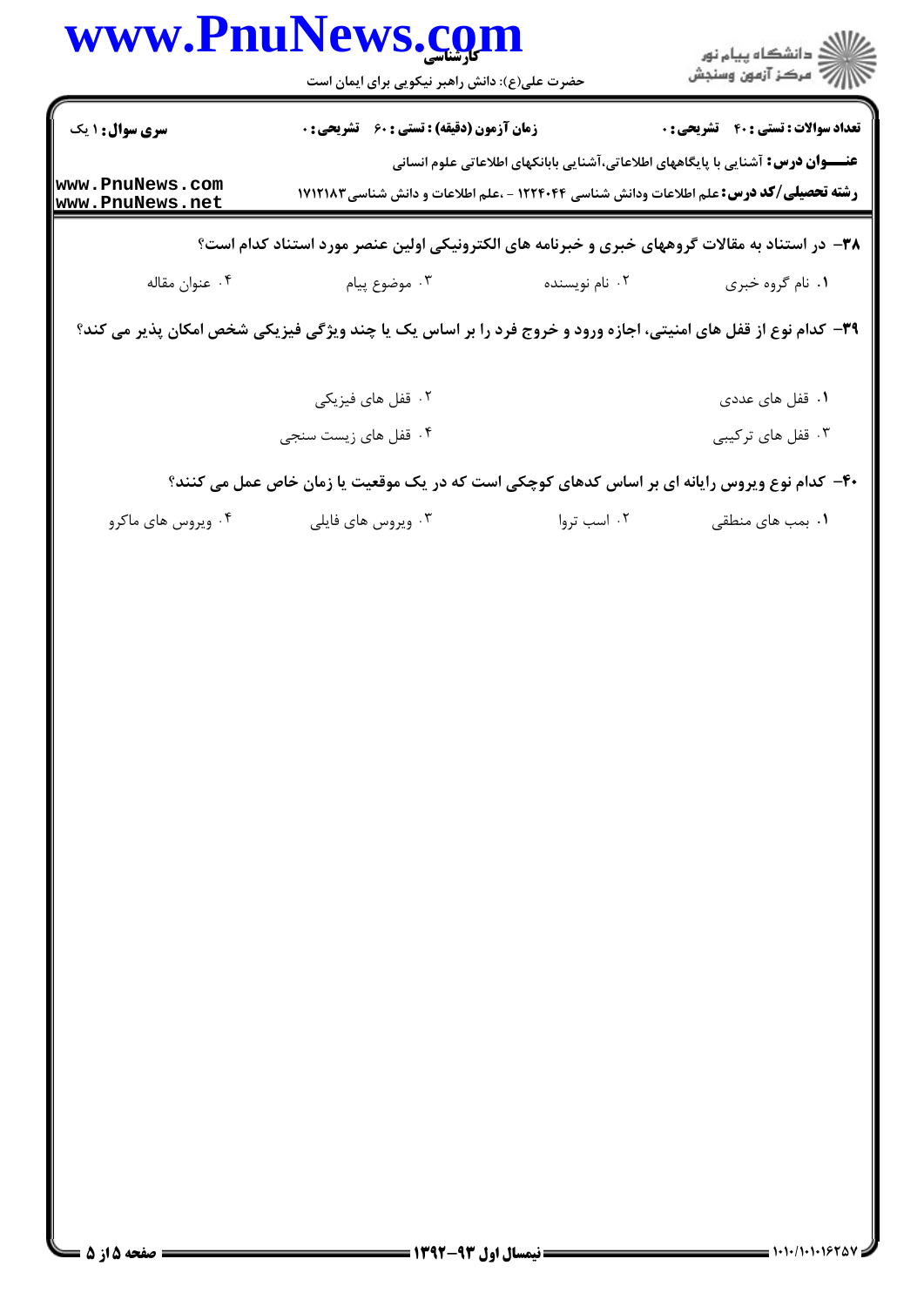**۳۸- در استناد به مقالات گروههای خبری و خبرنامه های الکترونیکی اولین عنصر مورد استناد کدام است؟**

۱. نام گروه خبری

۲. نام نویسنده

۳. موضوع پیام

۴. عنوان مقاله

**۳۹- کدام نوع از قفل های امنیتی، اجازه ورود و خروج فرد را بر اساس یک یا چند ویژگی فیزیکی شخص امکان پذیر می کند؟**

۱. قفل های عددی

۲. قفل های فیزیکی

۳. قفل های ترکیبی

۴. قفل های زیست سنجی

**۴۰- کدام نوع ویروس رایانه ای بر اساس کدهای کوچکی است که در یک موقعیت یا زمان خاص عمل می کنند؟**

۱. بمب های منطقی

۲. اسب تروا

۳. ویروس های فایلی

۴. ویروس های ماکرو